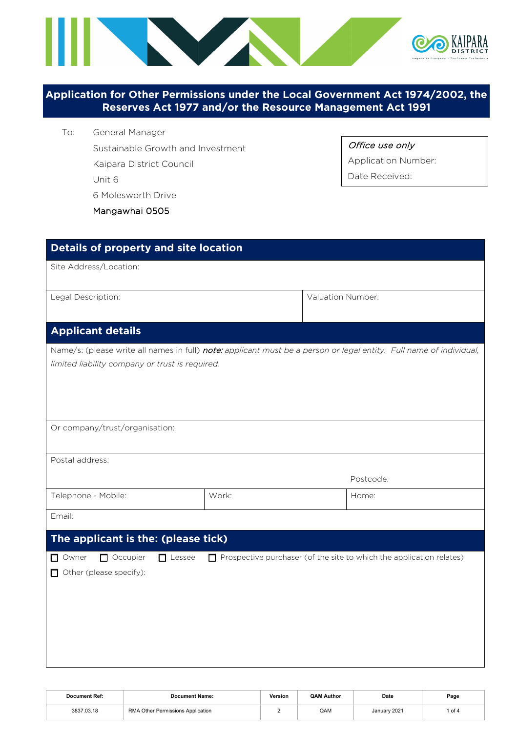# Application for Other Permissions under the Local Government Act 1974/2002, the Reserves Act 1977 and/or the Resource Management Act 1991

To: General Manager
Sustainable Growth and Investment
Kaipara District Council
Unit 6
6 Molesworth Drive
Mangawhai 0505

| *Office use only* |
|---|
| Application Number: |
| Date Received: |

## Details of property and site location

| Site Address/Location: | |
|---|---|
| Legal Description: | Valuation Number: |

## Applicant details

Name/s: (please write all names in full) ***note:*** *applicant must be a person or legal entity. Full name of individual, limited liability company or trust is required.*

Or company/trust/organisation:

Postal address:

Postcode:

| Telephone - Mobile: | Work: | Home: |
|---|---|---|

Email:

## The applicant is the: (please tick)

☐ Owner ☐ Occupier ☐ Lessee ☐ Prospective purchaser (of the site to which the application relates)

☐ Other (please specify):

| Document Ref: | Document Name: | Version | QAM Author | Date |
|---|---|---|---|---|
| 3837.03.18 | RMA Other Permissions Application | 2 | QAM | January 2021 |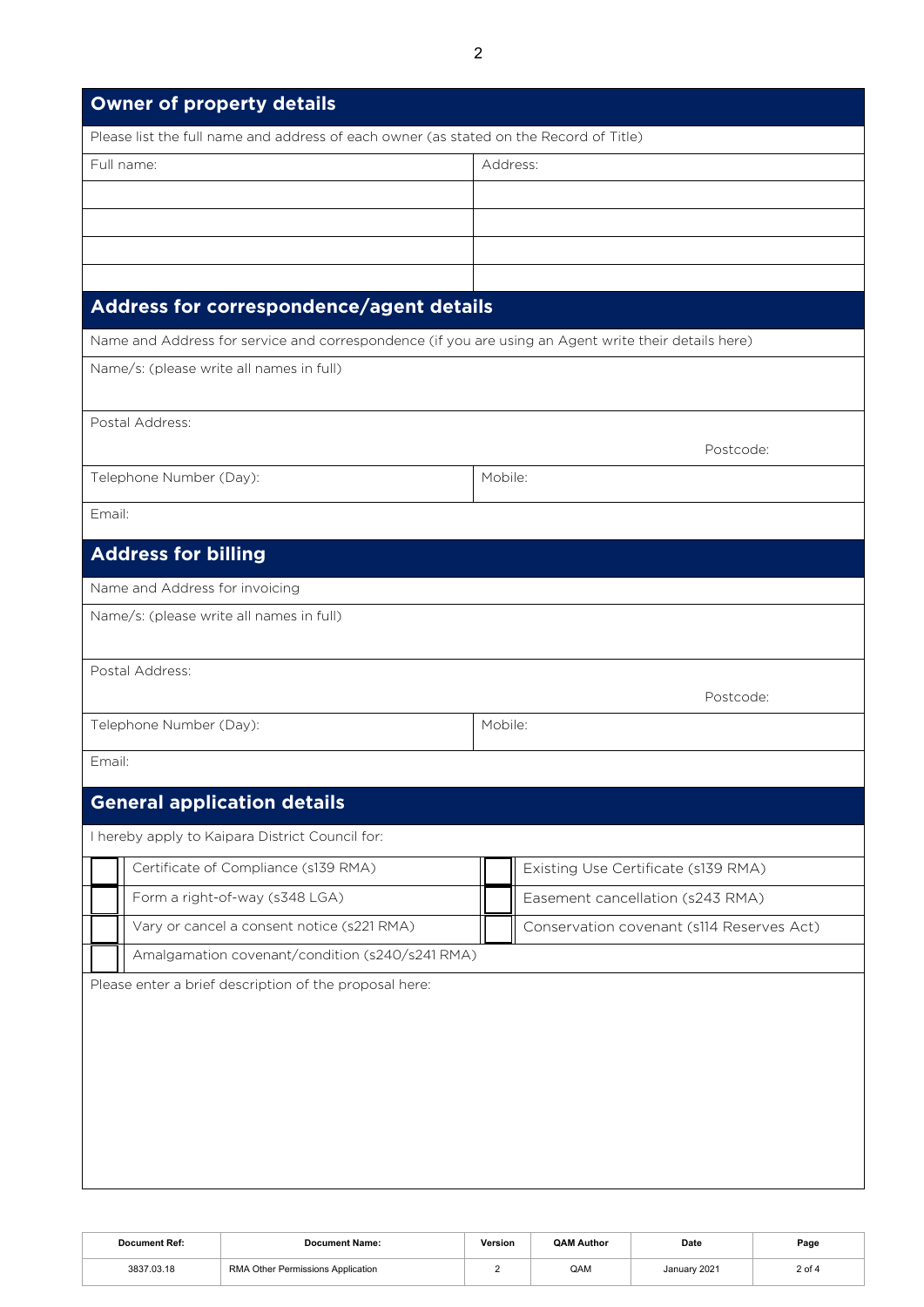## Owner of property details

Please list the full name and address of each owner (as stated on the Record of Title)

| Full name: | Address: |
|---|---|
| | |
| | |
| | |
| | |

## Address for correspondence/agent details

Name and Address for service and correspondence (if you are using an Agent write their details here)

Name/s: (please write all names in full)

Postal Address:

Postcode:

| Telephone Number (Day): | Mobile: |
|---|---|

Email:

## Address for billing

Name and Address for invoicing

Name/s: (please write all names in full)

Postal Address:

Postcode:

| Telephone Number (Day): | Mobile: |
|---|---|

Email:

## General application details

I hereby apply to Kaipara District Council for:

| | | | |
|---|---|---|---|
| ☐ | Certificate of Compliance (s139 RMA) | ☐ | Existing Use Certificate (s139 RMA) |
| ☐ | Form a right-of-way (s348 LGA) | ☐ | Easement cancellation (s243 RMA) |
| ☐ | Vary or cancel a consent notice (s221 RMA) | ☐ | Conservation covenant (s114 Reserves Act) |
| ☐ | Amalgamation covenant/condition (s240/s241 RMA) | | |

Please enter a brief description of the proposal here: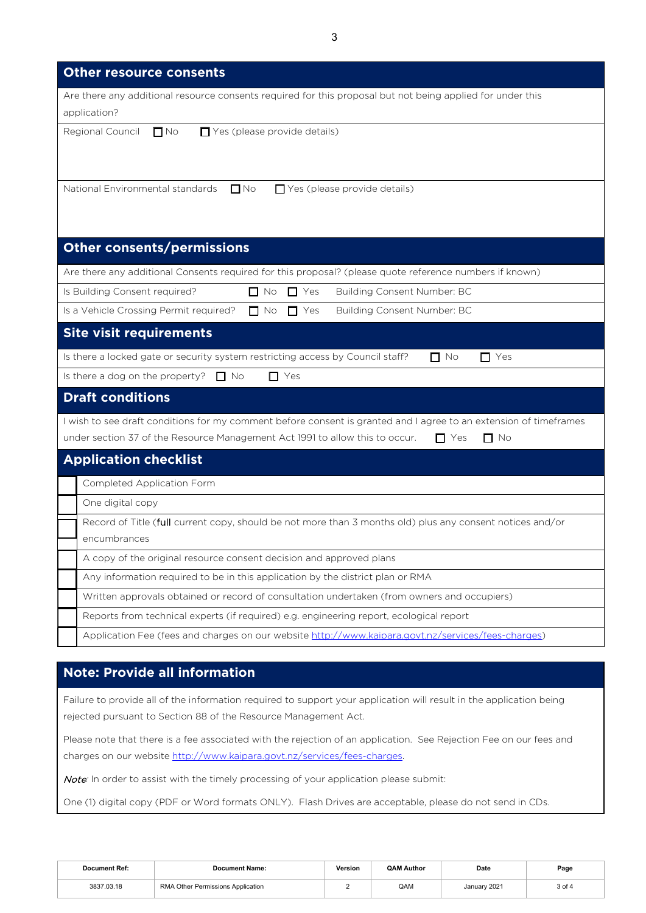## Other resource consents

Are there any additional resource consents required for this proposal but not being applied for under this application?

Regional Council ☐ No ☐ Yes (please provide details)

National Environmental standards ☐ No ☐ Yes (please provide details)

## Other consents/permissions

Are there any additional Consents required for this proposal? (please quote reference numbers if known)

Is Building Consent required? ☐ No ☐ Yes Building Consent Number: BC

Is a Vehicle Crossing Permit required? ☐ No ☐ Yes Building Consent Number: BC

## Site visit requirements

Is there a locked gate or security system restricting access by Council staff? ☐ No ☐ Yes

Is there a dog on the property? ☐ No ☐ Yes

## Draft conditions

I wish to see draft conditions for my comment before consent is granted and I agree to an extension of timeframes under section 37 of the Resource Management Act 1991 to allow this to occur. ☐ Yes ☐ No

## Application checklist

| | |
|---|---|
| ☐ | Completed Application Form |
| ☐ | One digital copy |
| ☐ | Record of Title (**full** current copy, should be not more than 3 months old) plus any consent notices and/or encumbrances |
| ☐ | A copy of the original resource consent decision and approved plans |
| ☐ | Any information required to be in this application by the district plan or RMA |
| ☐ | Written approvals obtained or record of consultation undertaken (from owners and occupiers) |
| ☐ | Reports from technical experts (if required) e.g. engineering report, ecological report |
| ☐ | Application Fee (fees and charges on our website http://www.kaipara.govt.nz/services/fees-charges) |

## Note: Provide all information

Failure to provide all of the information required to support your application will result in the application being rejected pursuant to Section 88 of the Resource Management Act.

Please note that there is a fee associated with the rejection of an application. See Rejection Fee on our fees and charges on our website http://www.kaipara.govt.nz/services/fees-charges.

*Note*: In order to assist with the timely processing of your application please submit:

One (1) digital copy (PDF or Word formats ONLY). Flash Drives are acceptable, please do not send in CDs.

| Document Ref: | Document Name: | Version | QAM Author | Date |
|---|---|---|---|---|
| 3837.03.18 | RMA Other Permissions Application | 2 | QAM | January 2021 |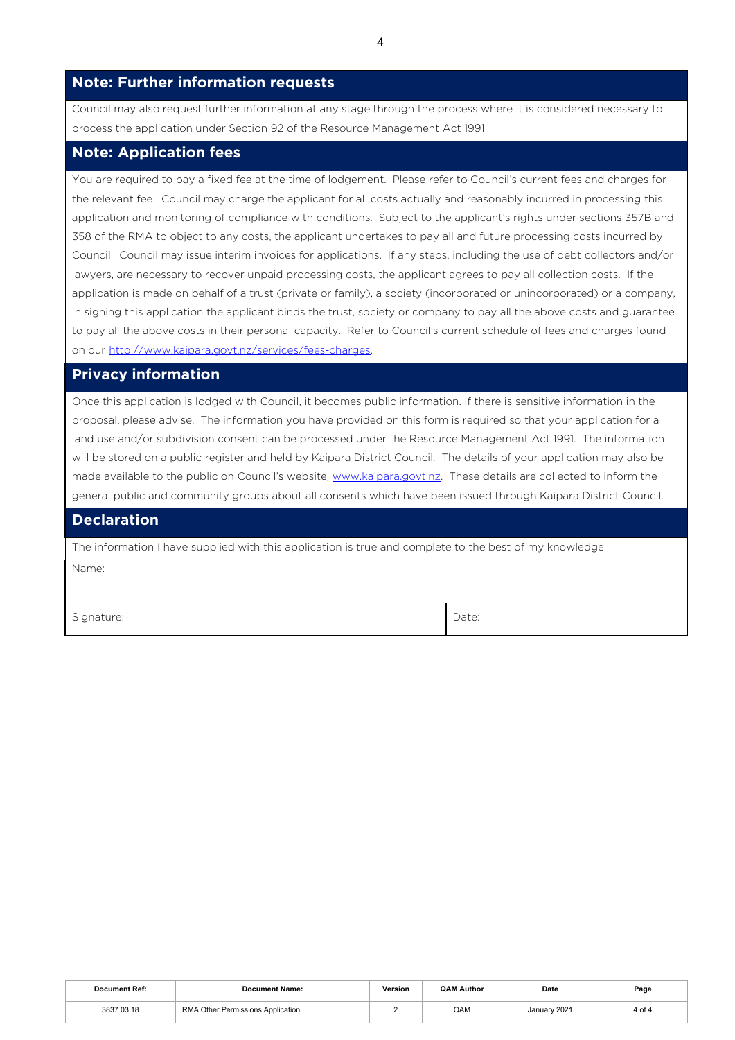## Note: Further information requests

Council may also request further information at any stage through the process where it is considered necessary to process the application under Section 92 of the Resource Management Act 1991.

## Note: Application fees

You are required to pay a fixed fee at the time of lodgement. Please refer to Council's current fees and charges for the relevant fee. Council may charge the applicant for all costs actually and reasonably incurred in processing this application and monitoring of compliance with conditions. Subject to the applicant's rights under sections 357B and 358 of the RMA to object to any costs, the applicant undertakes to pay all and future processing costs incurred by Council. Council may issue interim invoices for applications. If any steps, including the use of debt collectors and/or lawyers, are necessary to recover unpaid processing costs, the applicant agrees to pay all collection costs. If the application is made on behalf of a trust (private or family), a society (incorporated or unincorporated) or a company, in signing this application the applicant binds the trust, society or company to pay all the above costs and guarantee to pay all the above costs in their personal capacity. Refer to Council's current schedule of fees and charges found on our [http://www.kaipara.govt.nz/services/fees-charges](http://www.kaipara.govt.nz/services/fees-charges).

## Privacy information

Once this application is lodged with Council, it becomes public information. If there is sensitive information in the proposal, please advise. The information you have provided on this form is required so that your application for a land use and/or subdivision consent can be processed under the Resource Management Act 1991. The information will be stored on a public register and held by Kaipara District Council. The details of your application may also be made available to the public on Council's website, [www.kaipara.govt.nz](http://www.kaipara.govt.nz). These details are collected to inform the general public and community groups about all consents which have been issued through Kaipara District Council.

## Declaration

The information I have supplied with this application is true and complete to the best of my knowledge.

| | |
|---|---|
| Name: | |
| Signature: | Date: |

| Document Ref: | Document Name: | Version | QAM Author | Date | Page |
|---|---|---|---|---|---|
| 3837.03.18 | RMA Other Permissions Application | 2 | QAM | January 2021 | 4 of 4 |